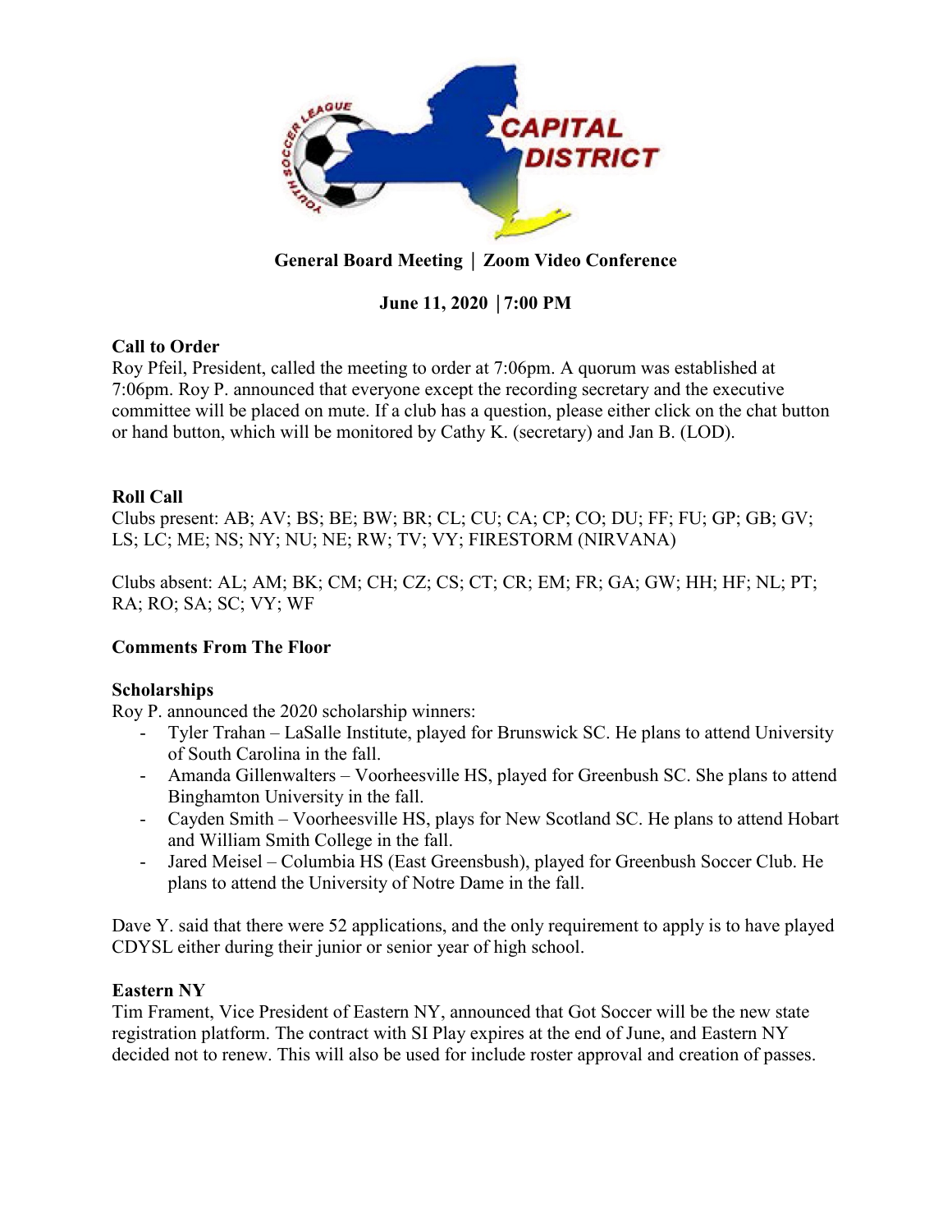**General Board Meeting | Zoom Video Conference**

**June 11, 2020 | 7:00 PM**

**Call to Order**

Roy Pfeil, President, called the meeting to order at 7:06pm. A quorum was established at 7:06pm. Roy P. announced that everyone except the recording secretary and the executive committee will be placed on mute. If a club has a question, please either click on the chat button or hand button, which will be monitored by Cathy K. (secretary) and Jan B. (LOD).

**Roll Call**

Clubs present: AB; AV; BS; BE; BW; BR; CL; CU; CA; CP; CO; DU; FF; FU; GP; GB; GV; LS; LC; ME; NS; NY; NU; NE; RW; TV; VY; FIRESTORM (NIRVANA)

Clubs absent: AL; AM; BK; CM; CH; CZ; CS; CT; CR; EM; FR; GA; GW; HH; HF; NL; PT; RA; RO; SA; SC; VY; WF

**Comments From The Floor**

**Scholarships**

Roy P. announced the 2020 scholarship winners:

- Tyler Trahan – LaSalle Institute, played for Brunswick SC. He plans to attend University of South Carolina in the fall.
- Amanda Gillenwalters – Voorheesville HS, played for Greenbush SC. She plans to attend Binghamton University in the fall.
- Cayden Smith – Voorheesville HS, plays for New Scotland SC. He plans to attend Hobart and William Smith College in the fall.
- Jared Meisel – Columbia HS (East Greensbush), played for Greenbush Soccer Club. He plans to attend the University of Notre Dame in the fall.

Dave Y. said that there were 52 applications, and the only requirement to apply is to have played CDYSL either during their junior or senior year of high school.

**Eastern NY**

Tim Frament, Vice President of Eastern NY, announced that Got Soccer will be the new state registration platform. The contract with SI Play expires at the end of June, and Eastern NY decided not to renew. This will also be used for include roster approval and creation of passes.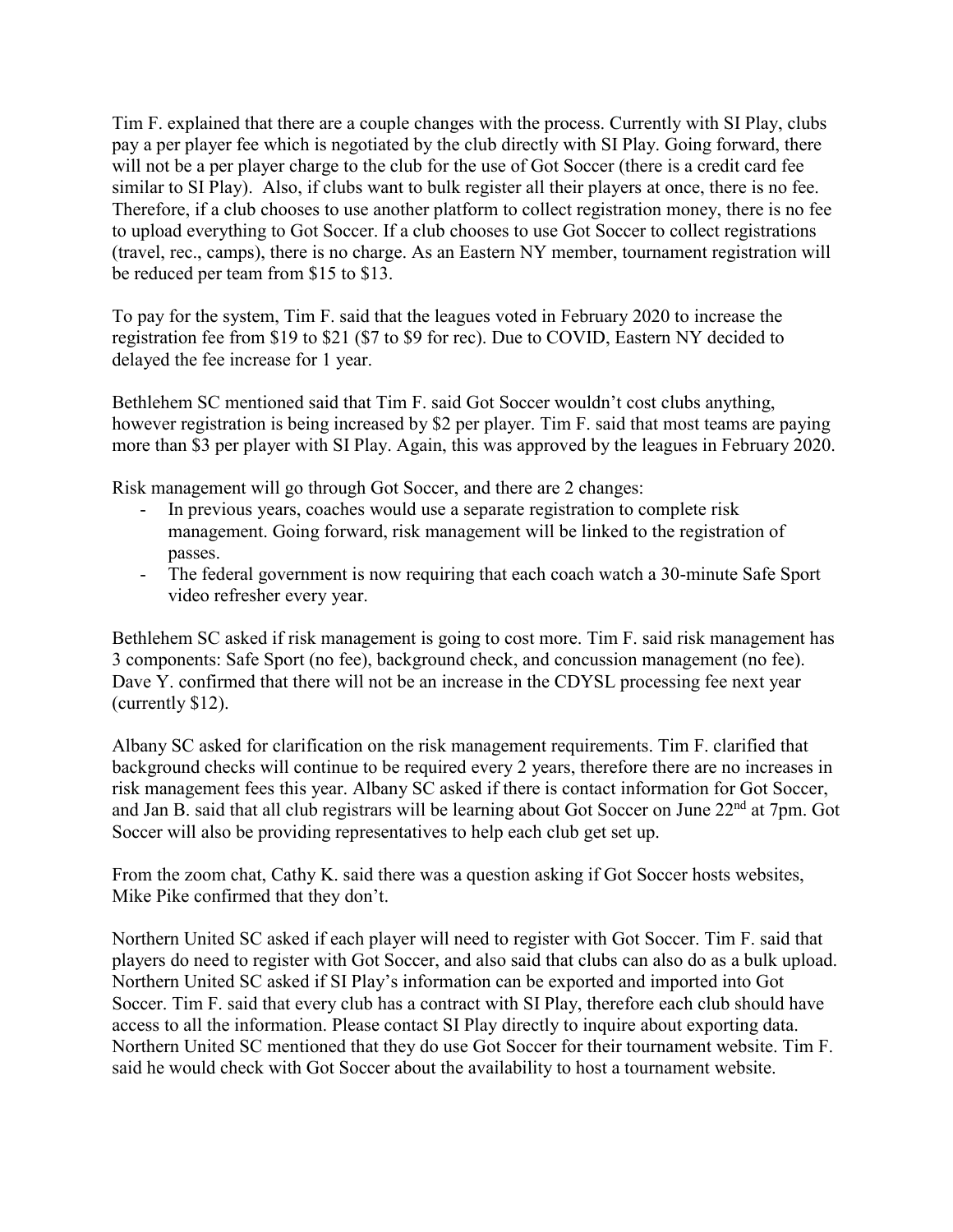Tim F. explained that there are a couple changes with the process. Currently with SI Play, clubs pay a per player fee which is negotiated by the club directly with SI Play. Going forward, there will not be a per player charge to the club for the use of Got Soccer (there is a credit card fee similar to SI Play). Also, if clubs want to bulk register all their players at once, there is no fee. Therefore, if a club chooses to use another platform to collect registration money, there is no fee to upload everything to Got Soccer. If a club chooses to use Got Soccer to collect registrations (travel, rec., camps), there is no charge. As an Eastern NY member, tournament registration will be reduced per team from $15 to $13.

To pay for the system, Tim F. said that the leagues voted in February 2020 to increase the registration fee from $19 to $21 ($7 to $9 for rec). Due to COVID, Eastern NY decided to delayed the fee increase for 1 year.

Bethlehem SC mentioned said that Tim F. said Got Soccer wouldn't cost clubs anything, however registration is being increased by $2 per player. Tim F. said that most teams are paying more than $3 per player with SI Play. Again, this was approved by the leagues in February 2020.

Risk management will go through Got Soccer, and there are 2 changes:

- In previous years, coaches would use a separate registration to complete risk management. Going forward, risk management will be linked to the registration of passes.
- The federal government is now requiring that each coach watch a 30-minute Safe Sport video refresher every year.

Bethlehem SC asked if risk management is going to cost more. Tim F. said risk management has 3 components: Safe Sport (no fee), background check, and concussion management (no fee). Dave Y. confirmed that there will not be an increase in the CDYSL processing fee next year (currently $12).

Albany SC asked for clarification on the risk management requirements. Tim F. clarified that background checks will continue to be required every 2 years, therefore there are no increases in risk management fees this year. Albany SC asked if there is contact information for Got Soccer, and Jan B. said that all club registrars will be learning about Got Soccer on June 22nd at 7pm. Got Soccer will also be providing representatives to help each club get set up.

From the zoom chat, Cathy K. said there was a question asking if Got Soccer hosts websites, Mike Pike confirmed that they don't.

Northern United SC asked if each player will need to register with Got Soccer. Tim F. said that players do need to register with Got Soccer, and also said that clubs can also do as a bulk upload. Northern United SC asked if SI Play's information can be exported and imported into Got Soccer. Tim F. said that every club has a contract with SI Play, therefore each club should have access to all the information. Please contact SI Play directly to inquire about exporting data. Northern United SC mentioned that they do use Got Soccer for their tournament website. Tim F. said he would check with Got Soccer about the availability to host a tournament website.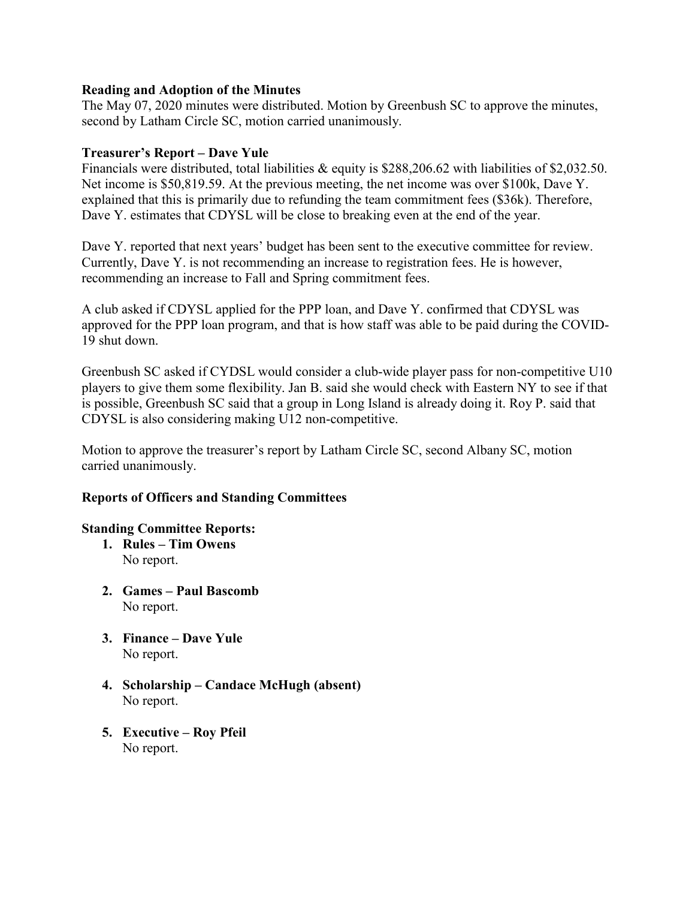**Reading and Adoption of the Minutes**

The May 07, 2020 minutes were distributed. Motion by Greenbush SC to approve the minutes, second by Latham Circle SC, motion carried unanimously.

**Treasurer's Report – Dave Yule**

Financials were distributed, total liabilities & equity is $288,206.62 with liabilities of $2,032.50. Net income is $50,819.59. At the previous meeting, the net income was over $100k, Dave Y. explained that this is primarily due to refunding the team commitment fees ($36k). Therefore, Dave Y. estimates that CDYSL will be close to breaking even at the end of the year.

Dave Y. reported that next years' budget has been sent to the executive committee for review. Currently, Dave Y. is not recommending an increase to registration fees. He is however, recommending an increase to Fall and Spring commitment fees.

A club asked if CDYSL applied for the PPP loan, and Dave Y. confirmed that CDYSL was approved for the PPP loan program, and that is how staff was able to be paid during the COVID-19 shut down.

Greenbush SC asked if CYDSL would consider a club-wide player pass for non-competitive U10 players to give them some flexibility. Jan B. said she would check with Eastern NY to see if that is possible, Greenbush SC said that a group in Long Island is already doing it. Roy P. said that CDYSL is also considering making U12 non-competitive.

Motion to approve the treasurer's report by Latham Circle SC, second Albany SC, motion carried unanimously.

**Reports of Officers and Standing Committees**

**Standing Committee Reports:**

1. **Rules – Tim Owens**
   No report.

2. **Games – Paul Bascomb**
   No report.

3. **Finance – Dave Yule**
   No report.

4. **Scholarship – Candace McHugh (absent)**
   No report.

5. **Executive – Roy Pfeil**
   No report.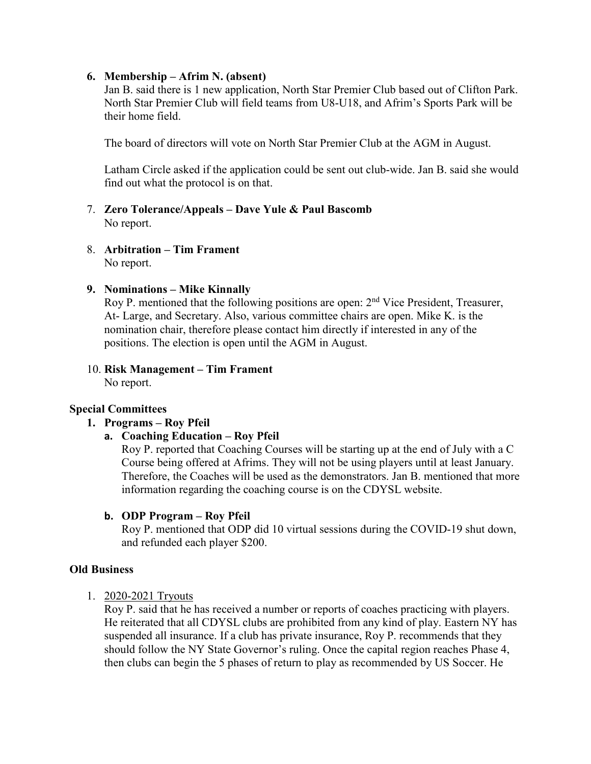6. **Membership – Afrim N. (absent)**

   Jan B. said there is 1 new application, North Star Premier Club based out of Clifton Park. North Star Premier Club will field teams from U8-U18, and Afrim's Sports Park will be their home field.

   The board of directors will vote on North Star Premier Club at the AGM in August.

   Latham Circle asked if the application could be sent out club-wide. Jan B. said she would find out what the protocol is on that.

7. **Zero Tolerance/Appeals – Dave Yule & Paul Bascomb**

   No report.

8. **Arbitration – Tim Frament**

   No report.

9. **Nominations – Mike Kinnally**

   Roy P. mentioned that the following positions are open: 2nd Vice President, Treasurer, At- Large, and Secretary. Also, various committee chairs are open. Mike K. is the nomination chair, therefore please contact him directly if interested in any of the positions. The election is open until the AGM in August.

10. **Risk Management – Tim Frament**

    No report.

**Special Committees**

1. **Programs – Roy Pfeil**
   - **a. Coaching Education – Roy Pfeil**

     Roy P. reported that Coaching Courses will be starting up at the end of July with a C Course being offered at Afrims. They will not be using players until at least January. Therefore, the Coaches will be used as the demonstrators. Jan B. mentioned that more information regarding the coaching course is on the CDYSL website.

   - **b. ODP Program – Roy Pfeil**

     Roy P. mentioned that ODP did 10 virtual sessions during the COVID-19 shut down, and refunded each player $200.

**Old Business**

1. 2020-2021 Tryouts

   Roy P. said that he has received a number or reports of coaches practicing with players. He reiterated that all CDYSL clubs are prohibited from any kind of play. Eastern NY has suspended all insurance. If a club has private insurance, Roy P. recommends that they should follow the NY State Governor's ruling. Once the capital region reaches Phase 4, then clubs can begin the 5 phases of return to play as recommended by US Soccer. He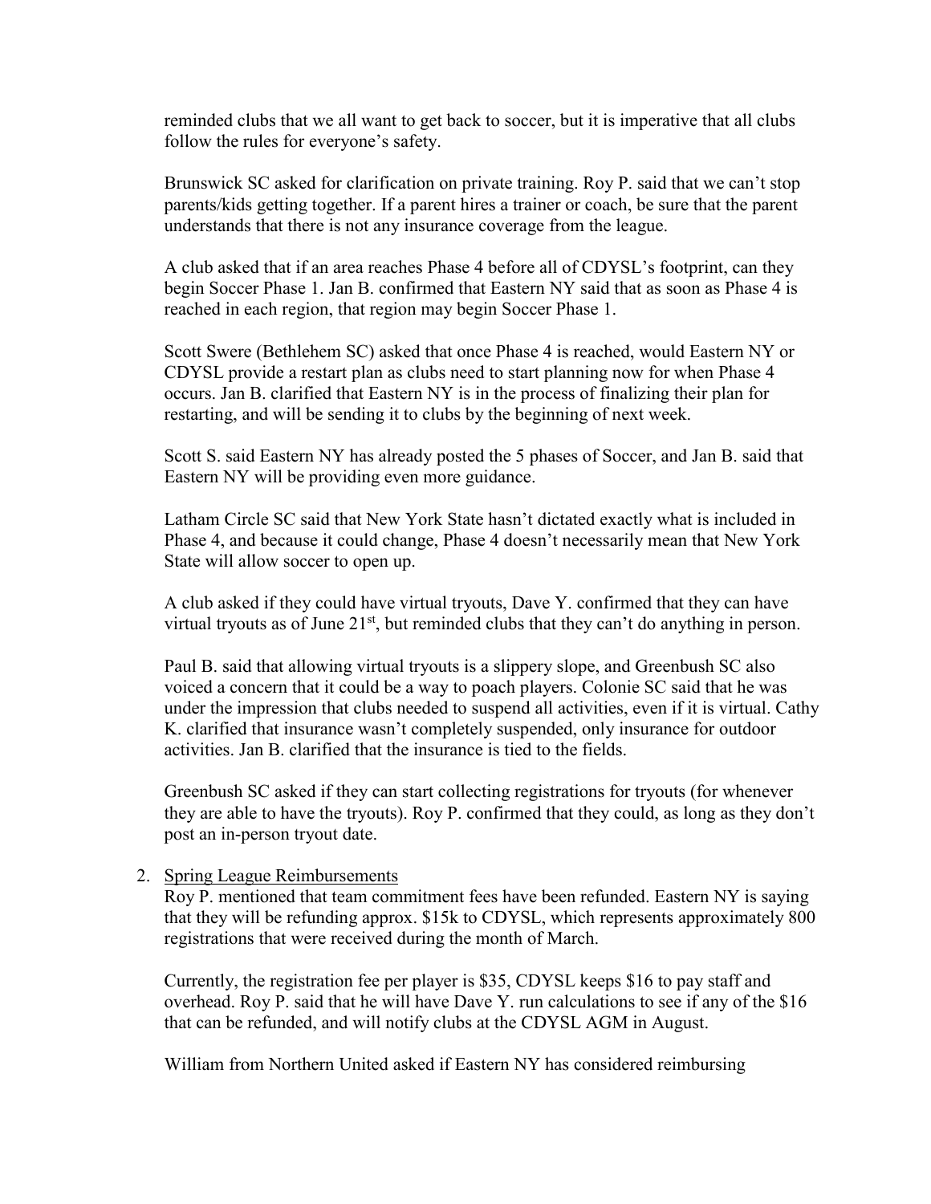reminded clubs that we all want to get back to soccer, but it is imperative that all clubs follow the rules for everyone's safety.

Brunswick SC asked for clarification on private training. Roy P. said that we can't stop parents/kids getting together. If a parent hires a trainer or coach, be sure that the parent understands that there is not any insurance coverage from the league.

A club asked that if an area reaches Phase 4 before all of CDYSL's footprint, can they begin Soccer Phase 1. Jan B. confirmed that Eastern NY said that as soon as Phase 4 is reached in each region, that region may begin Soccer Phase 1.

Scott Swere (Bethlehem SC) asked that once Phase 4 is reached, would Eastern NY or CDYSL provide a restart plan as clubs need to start planning now for when Phase 4 occurs. Jan B. clarified that Eastern NY is in the process of finalizing their plan for restarting, and will be sending it to clubs by the beginning of next week.

Scott S. said Eastern NY has already posted the 5 phases of Soccer, and Jan B. said that Eastern NY will be providing even more guidance.

Latham Circle SC said that New York State hasn't dictated exactly what is included in Phase 4, and because it could change, Phase 4 doesn't necessarily mean that New York State will allow soccer to open up.

A club asked if they could have virtual tryouts, Dave Y. confirmed that they can have virtual tryouts as of June 21st, but reminded clubs that they can't do anything in person.

Paul B. said that allowing virtual tryouts is a slippery slope, and Greenbush SC also voiced a concern that it could be a way to poach players. Colonie SC said that he was under the impression that clubs needed to suspend all activities, even if it is virtual. Cathy K. clarified that insurance wasn't completely suspended, only insurance for outdoor activities. Jan B. clarified that the insurance is tied to the fields.

Greenbush SC asked if they can start collecting registrations for tryouts (for whenever they are able to have the tryouts). Roy P. confirmed that they could, as long as they don't post an in-person tryout date.

2. Spring League Reimbursements

   Roy P. mentioned that team commitment fees have been refunded. Eastern NY is saying that they will be refunding approx. $15k to CDYSL, which represents approximately 800 registrations that were received during the month of March.

   Currently, the registration fee per player is $35, CDYSL keeps $16 to pay staff and overhead. Roy P. said that he will have Dave Y. run calculations to see if any of the $16 that can be refunded, and will notify clubs at the CDYSL AGM in August.

   William from Northern United asked if Eastern NY has considered reimbursing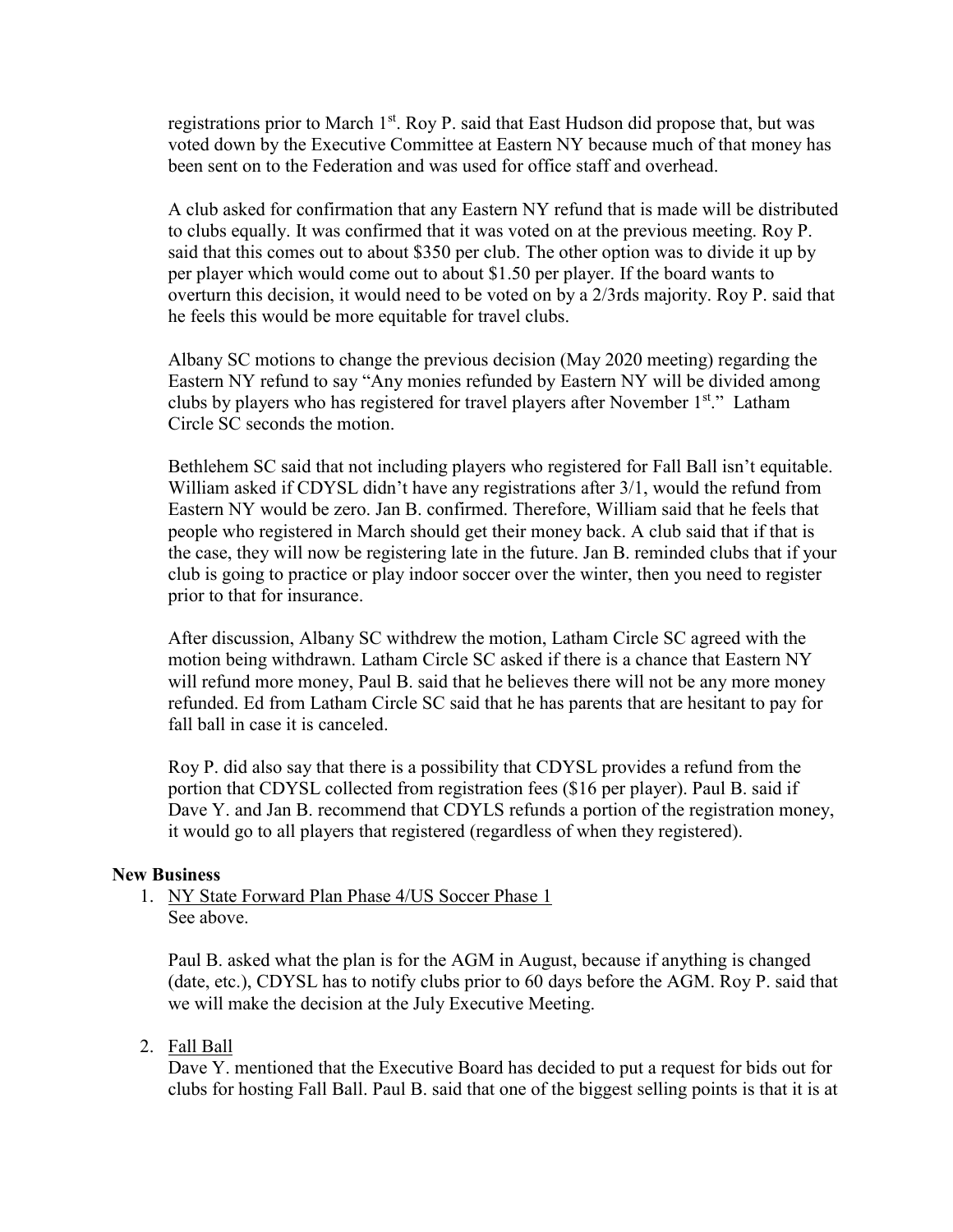registrations prior to March 1st. Roy P. said that East Hudson did propose that, but was voted down by the Executive Committee at Eastern NY because much of that money has been sent on to the Federation and was used for office staff and overhead.

A club asked for confirmation that any Eastern NY refund that is made will be distributed to clubs equally. It was confirmed that it was voted on at the previous meeting. Roy P. said that this comes out to about $350 per club. The other option was to divide it up by per player which would come out to about $1.50 per player. If the board wants to overturn this decision, it would need to be voted on by a 2/3rds majority. Roy P. said that he feels this would be more equitable for travel clubs.

Albany SC motions to change the previous decision (May 2020 meeting) regarding the Eastern NY refund to say "Any monies refunded by Eastern NY will be divided among clubs by players who has registered for travel players after November 1st." Latham Circle SC seconds the motion.

Bethlehem SC said that not including players who registered for Fall Ball isn't equitable. William asked if CDYSL didn't have any registrations after 3/1, would the refund from Eastern NY would be zero. Jan B. confirmed. Therefore, William said that he feels that people who registered in March should get their money back. A club said that if that is the case, they will now be registering late in the future. Jan B. reminded clubs that if your club is going to practice or play indoor soccer over the winter, then you need to register prior to that for insurance.

After discussion, Albany SC withdrew the motion, Latham Circle SC agreed with the motion being withdrawn. Latham Circle SC asked if there is a chance that Eastern NY will refund more money, Paul B. said that he believes there will not be any more money refunded. Ed from Latham Circle SC said that he has parents that are hesitant to pay for fall ball in case it is canceled.

Roy P. did also say that there is a possibility that CDYSL provides a refund from the portion that CDYSL collected from registration fees ($16 per player). Paul B. said if Dave Y. and Jan B. recommend that CDYLS refunds a portion of the registration money, it would go to all players that registered (regardless of when they registered).

**New Business**

1. <u>NY State Forward Plan Phase 4/US Soccer Phase 1</u>
   See above.

   Paul B. asked what the plan is for the AGM in August, because if anything is changed (date, etc.), CDYSL has to notify clubs prior to 60 days before the AGM. Roy P. said that we will make the decision at the July Executive Meeting.

2. <u>Fall Ball</u>
   Dave Y. mentioned that the Executive Board has decided to put a request for bids out for clubs for hosting Fall Ball. Paul B. said that one of the biggest selling points is that it is at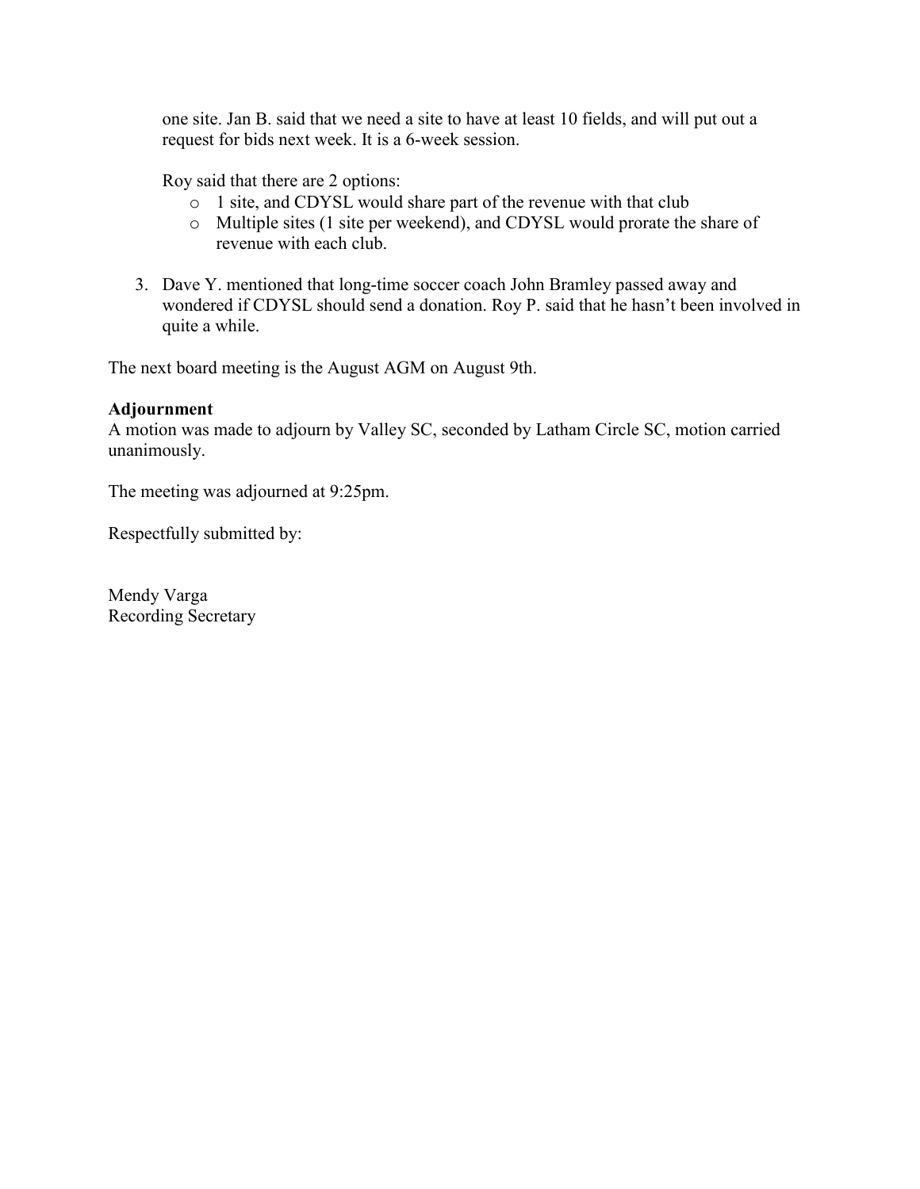one site. Jan B. said that we need a site to have at least 10 fields, and will put out a request for bids next week. It is a 6-week session.

Roy said that there are 2 options:

- 1 site, and CDYSL would share part of the revenue with that club
- Multiple sites (1 site per weekend), and CDYSL would prorate the share of revenue with each club.

3. Dave Y. mentioned that long-time soccer coach John Bramley passed away and wondered if CDYSL should send a donation. Roy P. said that he hasn't been involved in quite a while.

The next board meeting is the August AGM on August 9th.

**Adjournment**
A motion was made to adjourn by Valley SC, seconded by Latham Circle SC, motion carried unanimously.

The meeting was adjourned at 9:25pm.

Respectfully submitted by:

Mendy Varga
Recording Secretary